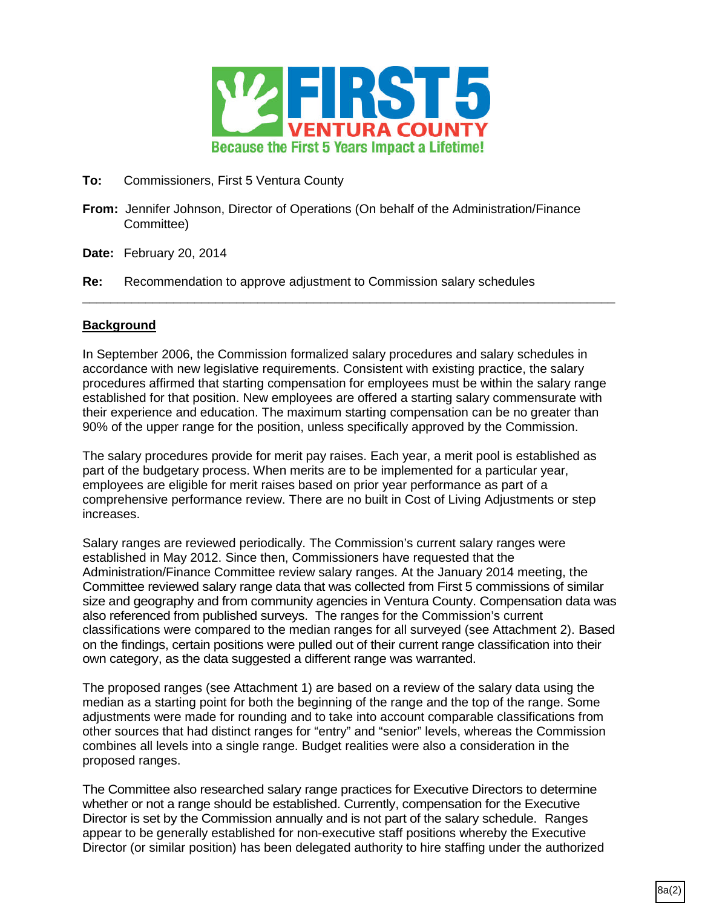**FIRST 5**
**VENTURA COUNTY**
**Because the First 5 Years Impact a Lifetime!**

**To:** Commissioners, First 5 Ventura County

**From:** Jennifer Johnson, Director of Operations (On behalf of the Administration/Finance Committee)

**Date:** February 20, 2014

**Re:** Recommendation to approve adjustment to Commission salary schedules

---

## Background

In September 2006, the Commission formalized salary procedures and salary schedules in accordance with new legislative requirements. Consistent with existing practice, the salary procedures affirmed that starting compensation for employees must be within the salary range established for that position. New employees are offered a starting salary commensurate with their experience and education. The maximum starting compensation can be no greater than 90% of the upper range for the position, unless specifically approved by the Commission.

The salary procedures provide for merit pay raises. Each year, a merit pool is established as part of the budgetary process. When merits are to be implemented for a particular year, employees are eligible for merit raises based on prior year performance as part of a comprehensive performance review. There are no built in Cost of Living Adjustments or step increases.

Salary ranges are reviewed periodically. The Commission's current salary ranges were established in May 2012. Since then, Commissioners have requested that the Administration/Finance Committee review salary ranges. At the January 2014 meeting, the Committee reviewed salary range data that was collected from First 5 commissions of similar size and geography and from community agencies in Ventura County. Compensation data was also referenced from published surveys. The ranges for the Commission's current classifications were compared to the median ranges for all surveyed (see Attachment 2). Based on the findings, certain positions were pulled out of their current range classification into their own category, as the data suggested a different range was warranted.

The proposed ranges (see Attachment 1) are based on a review of the salary data using the median as a starting point for both the beginning of the range and the top of the range. Some adjustments were made for rounding and to take into account comparable classifications from other sources that had distinct ranges for "entry" and "senior" levels, whereas the Commission combines all levels into a single range. Budget realities were also a consideration in the proposed ranges.

The Committee also researched salary range practices for Executive Directors to determine whether or not a range should be established. Currently, compensation for the Executive Director is set by the Commission annually and is not part of the salary schedule. Ranges appear to be generally established for non-executive staff positions whereby the Executive Director (or similar position) has been delegated authority to hire staffing under the authorized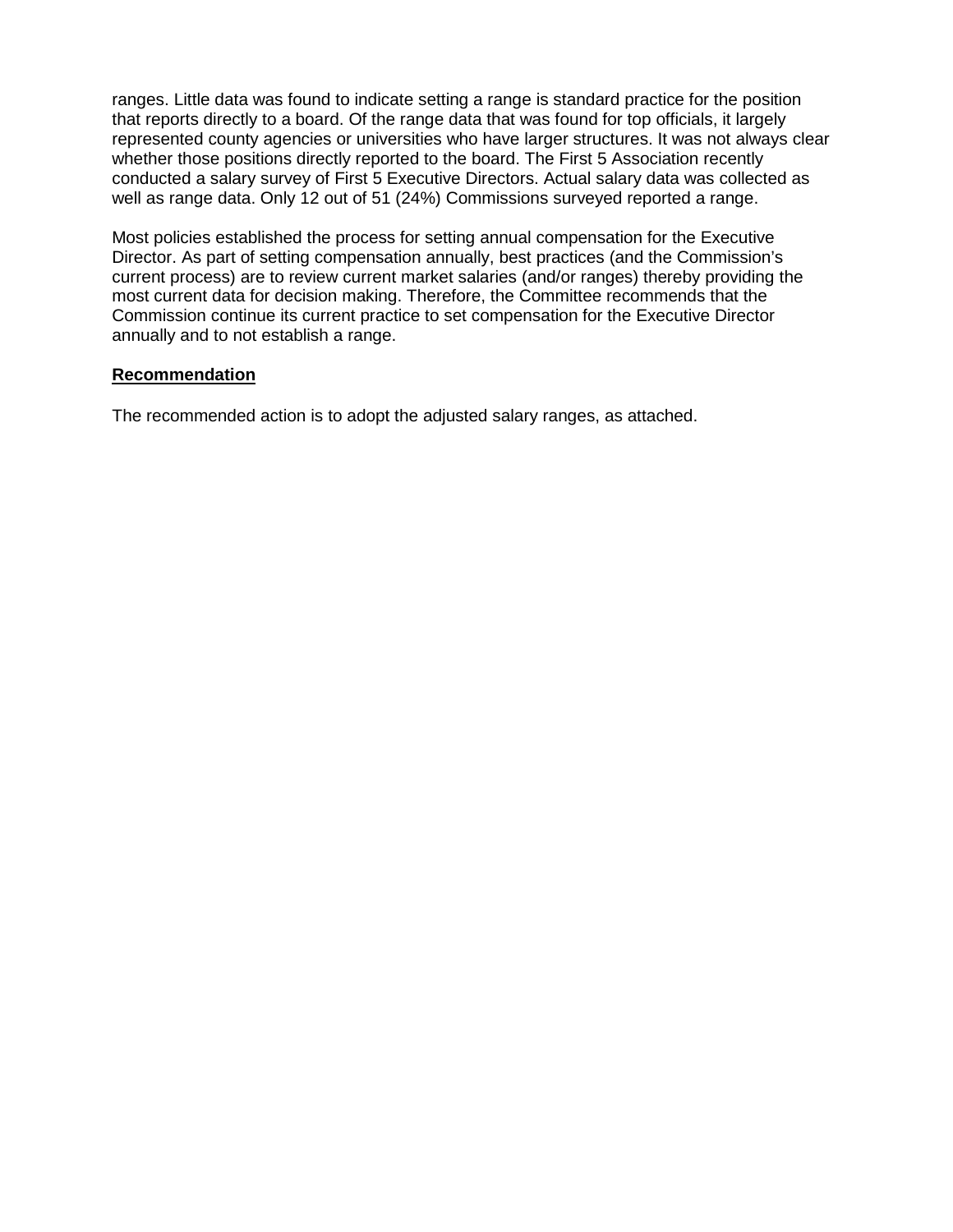ranges. Little data was found to indicate setting a range is standard practice for the position that reports directly to a board. Of the range data that was found for top officials, it largely represented county agencies or universities who have larger structures. It was not always clear whether those positions directly reported to the board. The First 5 Association recently conducted a salary survey of First 5 Executive Directors. Actual salary data was collected as well as range data. Only 12 out of 51 (24%) Commissions surveyed reported a range.

Most policies established the process for setting annual compensation for the Executive Director. As part of setting compensation annually, best practices (and the Commission's current process) are to review current market salaries (and/or ranges) thereby providing the most current data for decision making. Therefore, the Committee recommends that the Commission continue its current practice to set compensation for the Executive Director annually and to not establish a range.

**Recommendation**

The recommended action is to adopt the adjusted salary ranges, as attached.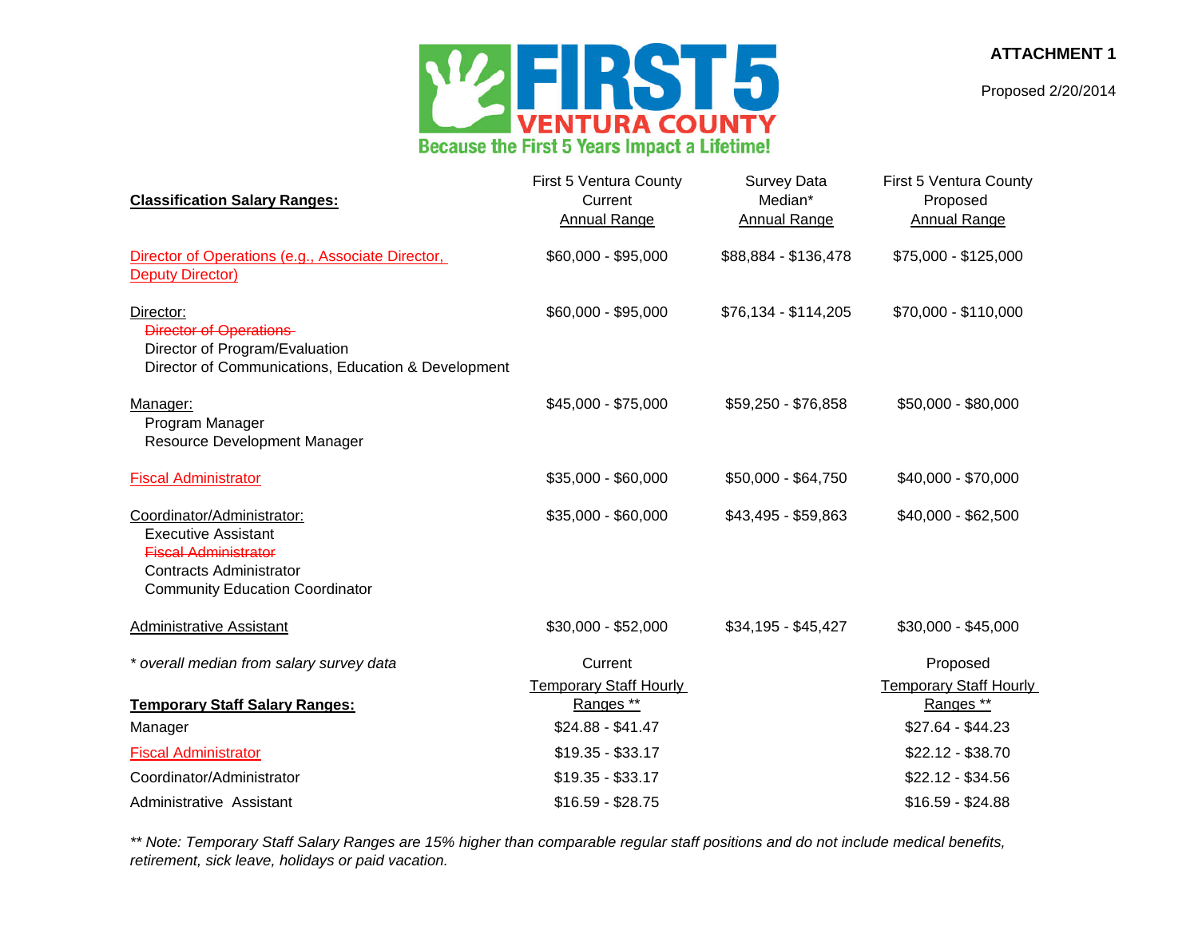**ATTACHMENT 1**

Proposed 2/20/2014

FIRST 5 VENTURA COUNTY
Because the First 5 Years Impact a Lifetime!

| **Classification Salary Ranges:** | First 5 Ventura County Current Annual Range | Survey Data Median* Annual Range | First 5 Ventura County Proposed Annual Range |
|---|---|---|---|
| Director of Operations (e.g., Associate Director, Deputy Director) | $60,000 - $95,000 | $88,884 - $136,478 | $75,000 - $125,000 |
| Director:<br>~~Director of Operations~~<br>Director of Program/Evaluation<br>Director of Communications, Education & Development | $60,000 - $95,000 | $76,134 - $114,205 | $70,000 - $110,000 |
| Manager:<br>Program Manager<br>Resource Development Manager | $45,000 - $75,000 | $59,250 - $76,858 | $50,000 - $80,000 |
| Fiscal Administrator | $35,000 - $60,000 | $50,000 - $64,750 | $40,000 - $70,000 |
| Coordinator/Administrator:<br>Executive Assistant<br>~~Fiscal Administrator~~<br>Contracts Administrator<br>Community Education Coordinator | $35,000 - $60,000 | $43,495 - $59,863 | $40,000 - $62,500 |
| Administrative Assistant | $30,000 - $52,000 | $34,195 - $45,427 | $30,000 - $45,000 |

*\* overall median from salary survey data*

| **Temporary Staff Salary Ranges:** | Current Temporary Staff Hourly Ranges ** | Proposed Temporary Staff Hourly Ranges ** |
|---|---|---|
| Manager | $24.88 - $41.47 | $27.64 - $44.23 |
| Fiscal Administrator | $19.35 - $33.17 | $22.12 - $38.70 |
| Coordinator/Administrator | $19.35 - $33.17 | $22.12 - $34.56 |
| Administrative Assistant | $16.59 - $28.75 | $16.59 - $24.88 |

*\*\* Note: Temporary Staff Salary Ranges are 15% higher than comparable regular staff positions and do not include medical benefits, retirement, sick leave, holidays or paid vacation.*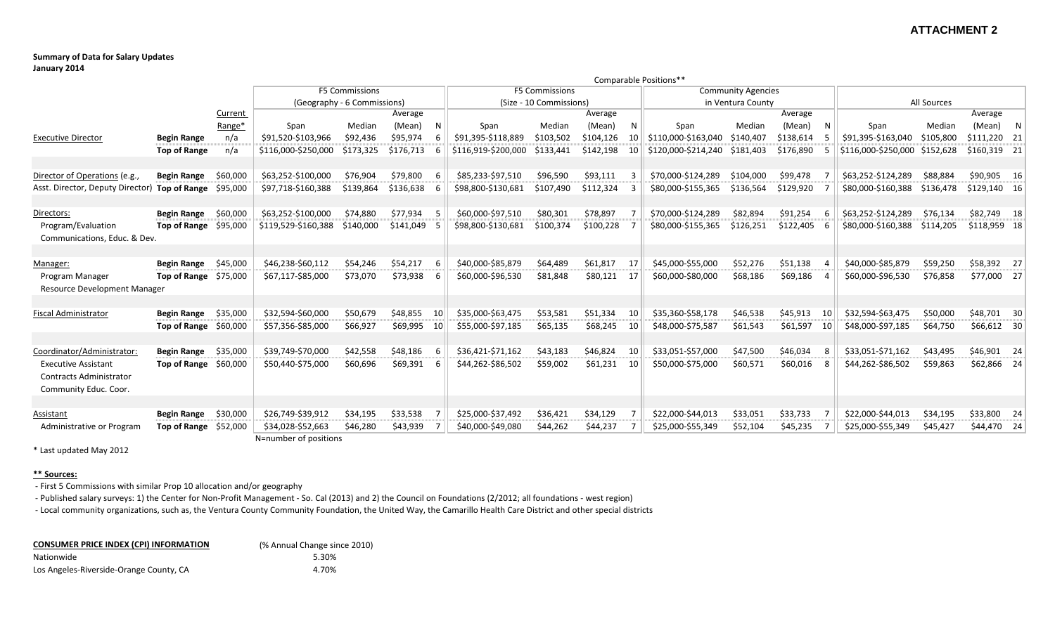**ATTACHMENT 2**

**Summary of Data for Salary Updates**
**January 2014**

| | | | Comparable Positions** | | | | | | | | | | | | | | | |
|---|---|---|---|---|---|---|---|---|---|---|---|---|---|---|---|---|---|---|
| | | | F5 Commissions (Geography - 6 Commissions) | | | | F5 Commissions (Size - 10 Commissions) | | | | Community Agencies in Ventura County | | | | All Sources | | | |
| | | Current Range* | Span | Median | Average (Mean) | N | Span | Median | Average (Mean) | N | Span | Median | Average (Mean) | N | Span | Median | Average (Mean) | N |
| Executive Director | **Begin Range** | n/a | $91,520-$103,966 | $92,436 | $95,974 | 6 | $91,395-$118,889 | $103,502 | $104,126 | 10 | $110,000-$163,040 | $140,407 | $138,614 | 5 | $91,395-$163,040 | $105,800 | $111,220 | 21 |
| | **Top of Range** | n/a | $116,000-$250,000 | $173,325 | $176,713 | 6 | $116,919-$200,000 | $133,441 | $142,198 | 10 | $120,000-$214,240 | $181,403 | $176,890 | 5 | $116,000-$250,000 | $152,628 | $160,319 | 21 |
| Director of Operations (e.g., | **Begin Range** | $60,000 | $63,252-$100,000 | $76,904 | $79,800 | 6 | $85,233-$97,510 | $96,590 | $93,111 | 3 | $70,000-$124,289 | $104,000 | $99,478 | 7 | $63,252-$124,289 | $88,884 | $90,905 | 16 |
| Asst. Director, Deputy Director) | **Top of Range** | $95,000 | $97,718-$160,388 | $139,864 | $136,638 | 6 | $98,800-$130,681 | $107,490 | $112,324 | 3 | $80,000-$155,365 | $136,564 | $129,920 | 7 | $80,000-$160,388 | $136,478 | $129,140 | 16 |
| Directors: | **Begin Range** | $60,000 | $63,252-$100,000 | $74,880 | $77,934 | 5 | $60,000-$97,510 | $80,301 | $78,897 | 7 | $70,000-$124,289 | $82,894 | $91,254 | 6 | $63,252-$124,289 | $76,134 | $82,749 | 18 |
| Program/Evaluation | **Top of Range** | $95,000 | $119,529-$160,388 | $140,000 | $141,049 | 5 | $98,800-$130,681 | $100,374 | $100,228 | 7 | $80,000-$155,365 | $126,251 | $122,405 | 6 | $80,000-$160,388 | $114,205 | $118,959 | 18 |
| Communications, Educ. & Dev. | | | | | | | | | | | | | | | | | | |
| Manager: | **Begin Range** | $45,000 | $46,238-$60,112 | $54,246 | $54,217 | 6 | $40,000-$85,879 | $64,489 | $61,817 | 17 | $45,000-$55,000 | $52,276 | $51,138 | 4 | $40,000-$85,879 | $59,250 | $58,392 | 27 |
| Program Manager | **Top of Range** | $75,000 | $67,117-$85,000 | $73,070 | $73,938 | 6 | $60,000-$96,530 | $81,848 | $80,121 | 17 | $60,000-$80,000 | $68,186 | $69,186 | 4 | $60,000-$96,530 | $76,858 | $77,000 | 27 |
| Resource Development Manager | | | | | | | | | | | | | | | | | | |
| Fiscal Administrator | **Begin Range** | $35,000 | $32,594-$60,000 | $50,679 | $48,855 | 10 | $35,000-$63,475 | $53,581 | $51,334 | 10 | $35,360-$58,178 | $46,538 | $45,913 | 10 | $32,594-$63,475 | $50,000 | $48,701 | 30 |
| | **Top of Range** | $60,000 | $57,356-$85,000 | $66,927 | $69,995 | 10 | $55,000-$97,185 | $65,135 | $68,245 | 10 | $48,000-$75,587 | $61,543 | $61,597 | 10 | $48,000-$97,185 | $64,750 | $66,612 | 30 |
| Coordinator/Administrator: | **Begin Range** | $35,000 | $39,749-$70,000 | $42,558 | $48,186 | 6 | $36,421-$71,162 | $43,183 | $46,824 | 10 | $33,051-$57,000 | $47,500 | $46,034 | 8 | $33,051-$71,162 | $43,495 | $46,901 | 24 |
| Executive Assistant | **Top of Range** | $60,000 | $50,440-$75,000 | $60,696 | $69,391 | 6 | $44,262-$86,502 | $59,002 | $61,231 | 10 | $50,000-$75,000 | $60,571 | $60,016 | 8 | $44,262-$86,502 | $59,863 | $62,866 | 24 |
| Contracts Administrator | | | | | | | | | | | | | | | | | | |
| Community Educ. Coor. | | | | | | | | | | | | | | | | | | |
| Assistant | **Begin Range** | $30,000 | $26,749-$39,912 | $34,195 | $33,538 | 7 | $25,000-$37,492 | $36,421 | $34,129 | 7 | $22,000-$44,013 | $33,051 | $33,733 | 7 | $22,000-$44,013 | $34,195 | $33,800 | 24 |
| Administrative or Program | **Top of Range** | $52,000 | $34,028-$52,663 | $46,280 | $43,939 | 7 | $40,000-$49,080 | $44,262 | $44,237 | 7 | $25,000-$55,349 | $52,104 | $45,235 | 7 | $25,000-$55,349 | $45,427 | $44,470 | 24 |

N=number of positions

* Last updated May 2012

**\*\* Sources:**

- First 5 Commissions with similar Prop 10 allocation and/or geography
- Published salary surveys: 1) the Center for Non-Profit Management - So. Cal (2013) and 2) the Council on Foundations (2/2012; all foundations - west region)
- Local community organizations, such as, the Ventura County Community Foundation, the United Way, the Camarillo Health Care District and other special districts

| **CONSUMER PRICE INDEX (CPI) INFORMATION** | (% Annual Change since 2010) |
|---|---|
| Nationwide | 5.30% |
| Los Angeles-Riverside-Orange County, CA | 4.70% |